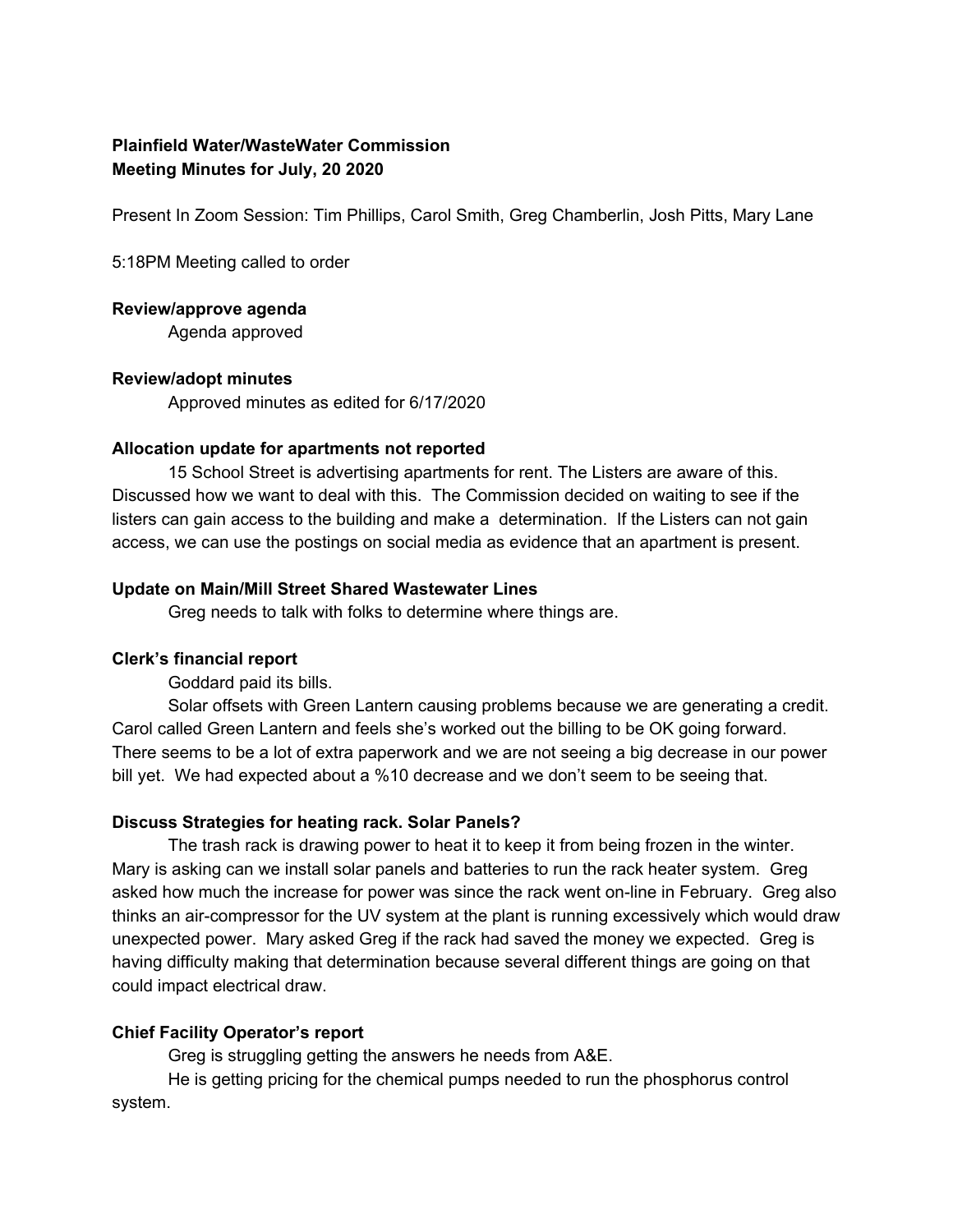**Plainfield Water/WasteWater Commission**
**Meeting Minutes for July, 20 2020**

Present In Zoom Session: Tim Phillips, Carol Smith, Greg Chamberlin, Josh Pitts, Mary Lane

5:18PM Meeting called to order

**Review/approve agenda**

Agenda approved

**Review/adopt minutes**

Approved minutes as edited for 6/17/2020

**Allocation update for apartments not reported**

15 School Street is advertising apartments for rent. The Listers are aware of this. Discussed how we want to deal with this. The Commission decided on waiting to see if the listers can gain access to the building and make a determination. If the Listers can not gain access, we can use the postings on social media as evidence that an apartment is present.

**Update on Main/Mill Street Shared Wastewater Lines**

Greg needs to talk with folks to determine where things are.

**Clerk's financial report**

Goddard paid its bills.

Solar offsets with Green Lantern causing problems because we are generating a credit. Carol called Green Lantern and feels she's worked out the billing to be OK going forward. There seems to be a lot of extra paperwork and we are not seeing a big decrease in our power bill yet. We had expected about a %10 decrease and we don't seem to be seeing that.

**Discuss Strategies for heating rack. Solar Panels?**

The trash rack is drawing power to heat it to keep it from being frozen in the winter. Mary is asking can we install solar panels and batteries to run the rack heater system. Greg asked how much the increase for power was since the rack went on-line in February. Greg also thinks an air-compressor for the UV system at the plant is running excessively which would draw unexpected power. Mary asked Greg if the rack had saved the money we expected. Greg is having difficulty making that determination because several different things are going on that could impact electrical draw.

**Chief Facility Operator's report**

Greg is struggling getting the answers he needs from A&E.

He is getting pricing for the chemical pumps needed to run the phosphorus control system.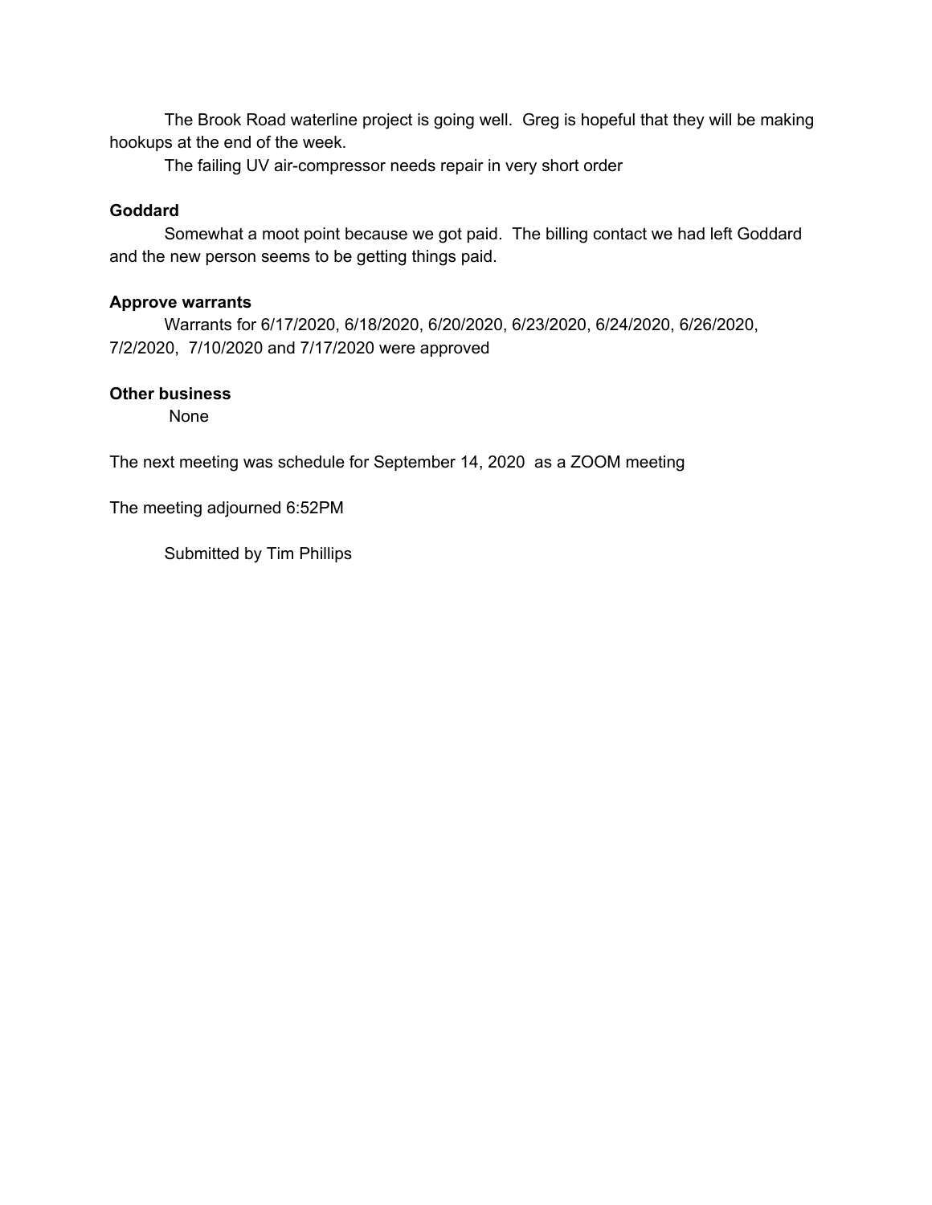The Brook Road waterline project is going well. Greg is hopeful that they will be making hookups at the end of the week.

The failing UV air-compressor needs repair in very short order

**Goddard**

Somewhat a moot point because we got paid. The billing contact we had left Goddard and the new person seems to be getting things paid.

**Approve warrants**

Warrants for 6/17/2020, 6/18/2020, 6/20/2020, 6/23/2020, 6/24/2020, 6/26/2020, 7/2/2020, 7/10/2020 and 7/17/2020 were approved

**Other business**

None

The next meeting was schedule for September 14, 2020 as a ZOOM meeting

The meeting adjourned 6:52PM

Submitted by Tim Phillips